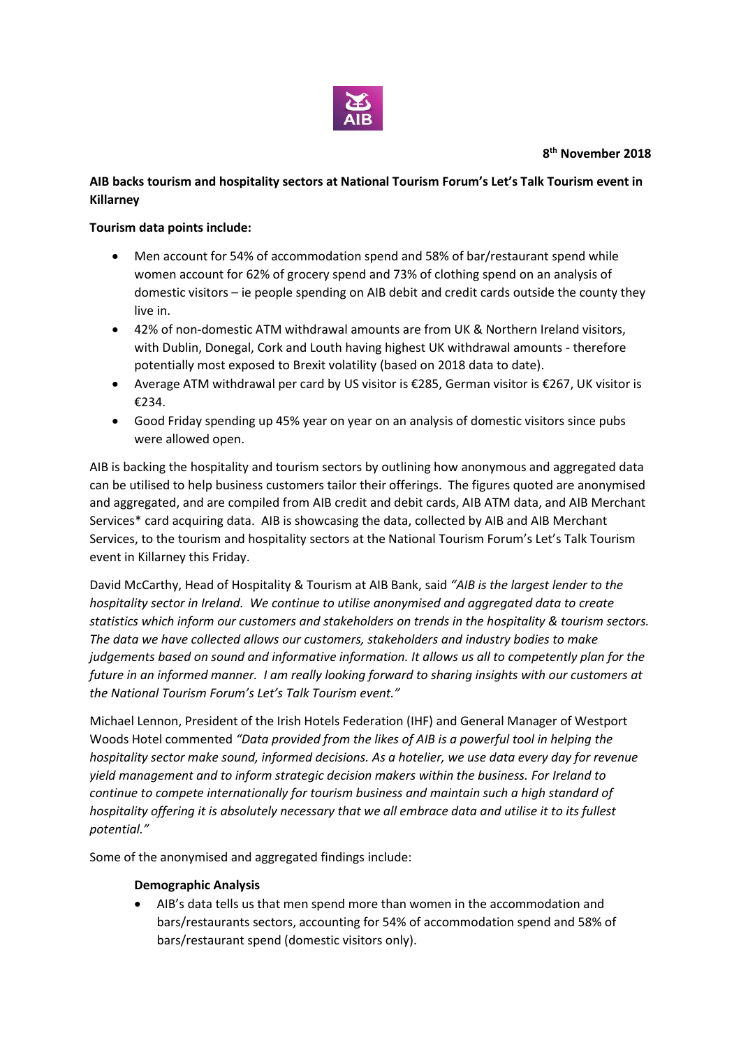**8th November 2018**

**AIB backs tourism and hospitality sectors at National Tourism Forum's Let's Talk Tourism event in Killarney**

**Tourism data points include:**

- Men account for 54% of accommodation spend and 58% of bar/restaurant spend while women account for 62% of grocery spend and 73% of clothing spend on an analysis of domestic visitors – ie people spending on AIB debit and credit cards outside the county they live in.
- 42% of non-domestic ATM withdrawal amounts are from UK & Northern Ireland visitors, with Dublin, Donegal, Cork and Louth having highest UK withdrawal amounts - therefore potentially most exposed to Brexit volatility (based on 2018 data to date).
- Average ATM withdrawal per card by US visitor is €285, German visitor is €267, UK visitor is €234.
- Good Friday spending up 45% year on year on an analysis of domestic visitors since pubs were allowed open.

AIB is backing the hospitality and tourism sectors by outlining how anonymous and aggregated data can be utilised to help business customers tailor their offerings. The figures quoted are anonymised and aggregated, and are compiled from AIB credit and debit cards, AIB ATM data, and AIB Merchant Services* card acquiring data. AIB is showcasing the data, collected by AIB and AIB Merchant Services, to the tourism and hospitality sectors at the National Tourism Forum's Let's Talk Tourism event in Killarney this Friday.

David McCarthy, Head of Hospitality & Tourism at AIB Bank, said *"AIB is the largest lender to the hospitality sector in Ireland. We continue to utilise anonymised and aggregated data to create statistics which inform our customers and stakeholders on trends in the hospitality & tourism sectors. The data we have collected allows our customers, stakeholders and industry bodies to make judgements based on sound and informative information. It allows us all to competently plan for the future in an informed manner. I am really looking forward to sharing insights with our customers at the National Tourism Forum's Let's Talk Tourism event."*

Michael Lennon, President of the Irish Hotels Federation (IHF) and General Manager of Westport Woods Hotel commented *"Data provided from the likes of AIB is a powerful tool in helping the hospitality sector make sound, informed decisions. As a hotelier, we use data every day for revenue yield management and to inform strategic decision makers within the business. For Ireland to continue to compete internationally for tourism business and maintain such a high standard of hospitality offering it is absolutely necessary that we all embrace data and utilise it to its fullest potential."*

Some of the anonymised and aggregated findings include:

**Demographic Analysis**

- AIB's data tells us that men spend more than women in the accommodation and bars/restaurants sectors, accounting for 54% of accommodation spend and 58% of bars/restaurant spend (domestic visitors only).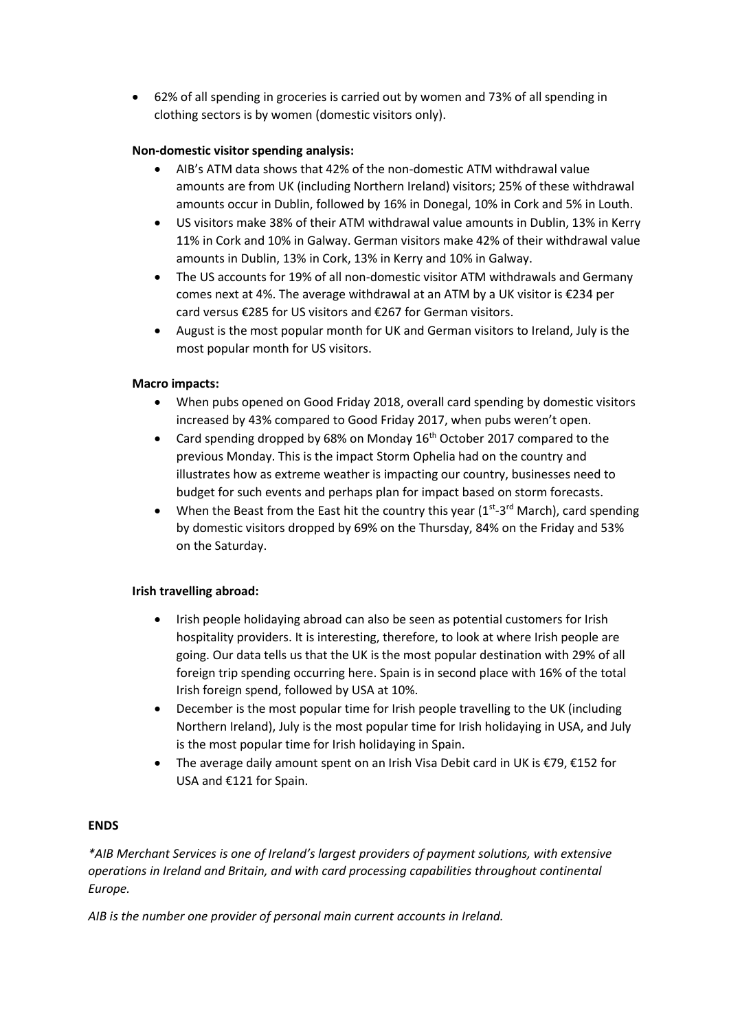- 62% of all spending in groceries is carried out by women and 73% of all spending in clothing sectors is by women (domestic visitors only).

**Non-domestic visitor spending analysis:**

- AIB's ATM data shows that 42% of the non-domestic ATM withdrawal value amounts are from UK (including Northern Ireland) visitors; 25% of these withdrawal amounts occur in Dublin, followed by 16% in Donegal, 10% in Cork and 5% in Louth.
- US visitors make 38% of their ATM withdrawal value amounts in Dublin, 13% in Kerry 11% in Cork and 10% in Galway. German visitors make 42% of their withdrawal value amounts in Dublin, 13% in Cork, 13% in Kerry and 10% in Galway.
- The US accounts for 19% of all non-domestic visitor ATM withdrawals and Germany comes next at 4%. The average withdrawal at an ATM by a UK visitor is €234 per card versus €285 for US visitors and €267 for German visitors.
- August is the most popular month for UK and German visitors to Ireland, July is the most popular month for US visitors.

**Macro impacts:**

- When pubs opened on Good Friday 2018, overall card spending by domestic visitors increased by 43% compared to Good Friday 2017, when pubs weren't open.
- Card spending dropped by 68% on Monday 16th October 2017 compared to the previous Monday. This is the impact Storm Ophelia had on the country and illustrates how as extreme weather is impacting our country, businesses need to budget for such events and perhaps plan for impact based on storm forecasts.
- When the Beast from the East hit the country this year (1st-3rd March), card spending by domestic visitors dropped by 69% on the Thursday, 84% on the Friday and 53% on the Saturday.

**Irish travelling abroad:**

- Irish people holidaying abroad can also be seen as potential customers for Irish hospitality providers. It is interesting, therefore, to look at where Irish people are going. Our data tells us that the UK is the most popular destination with 29% of all foreign trip spending occurring here. Spain is in second place with 16% of the total Irish foreign spend, followed by USA at 10%.
- December is the most popular time for Irish people travelling to the UK (including Northern Ireland), July is the most popular time for Irish holidaying in USA, and July is the most popular time for Irish holidaying in Spain.
- The average daily amount spent on an Irish Visa Debit card in UK is €79, €152 for USA and €121 for Spain.

**ENDS**

*\*AIB Merchant Services is one of Ireland's largest providers of payment solutions, with extensive operations in Ireland and Britain, and with card processing capabilities throughout continental Europe.*

*AIB is the number one provider of personal main current accounts in Ireland.*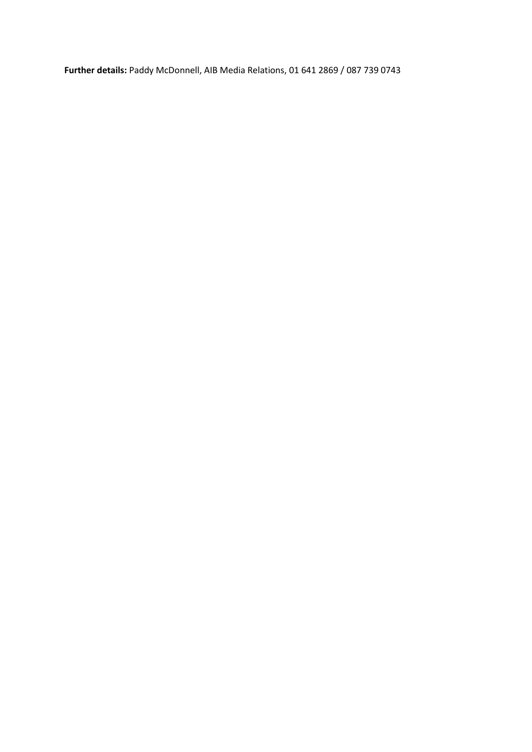**Further details:** Paddy McDonnell, AIB Media Relations, 01 641 2869 / 087 739 0743